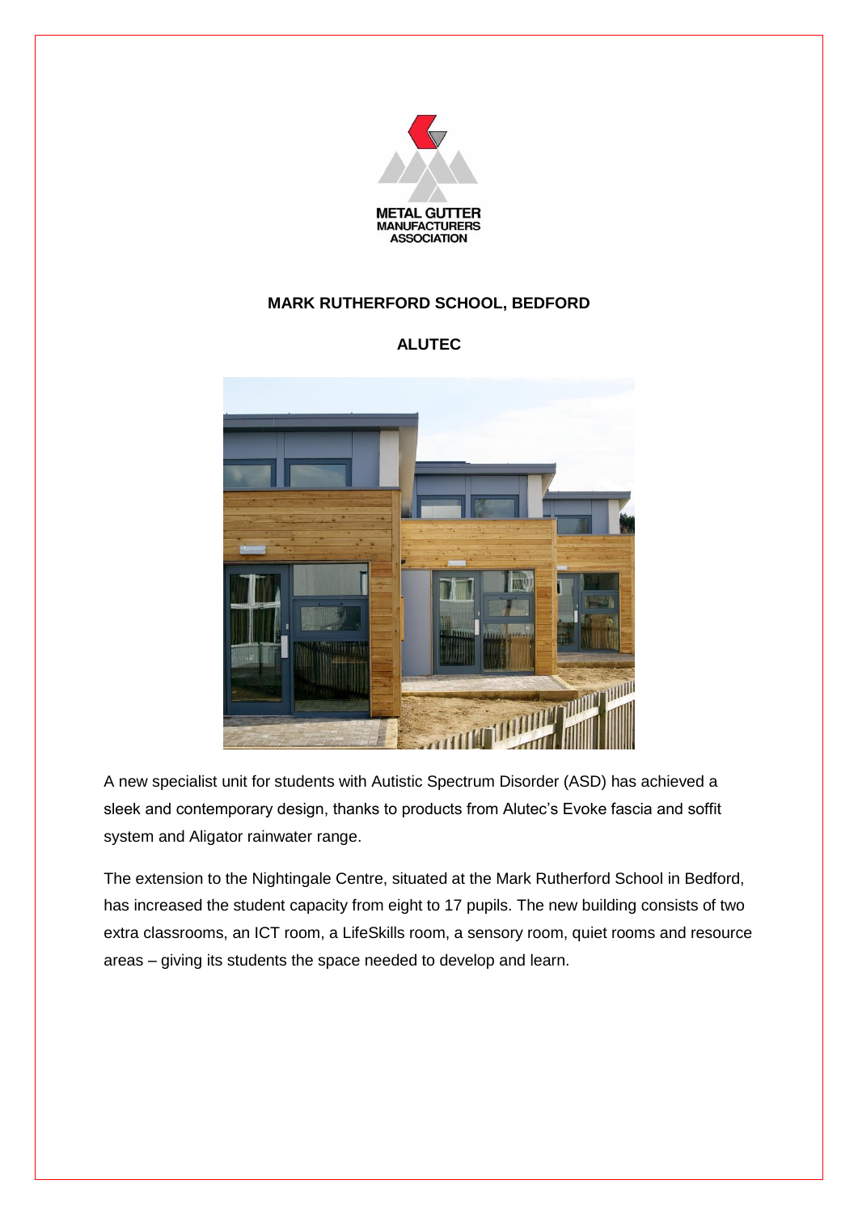METAL GUTTER MANUFACTURERS ASSOCIATION

**MARK RUTHERFORD SCHOOL, BEDFORD**

**ALUTEC**

A new specialist unit for students with Autistic Spectrum Disorder (ASD) has achieved a sleek and contemporary design, thanks to products from Alutec's Evoke fascia and soffit system and Aligator rainwater range.

The extension to the Nightingale Centre, situated at the Mark Rutherford School in Bedford, has increased the student capacity from eight to 17 pupils. The new building consists of two extra classrooms, an ICT room, a LifeSkills room, a sensory room, quiet rooms and resource areas – giving its students the space needed to develop and learn.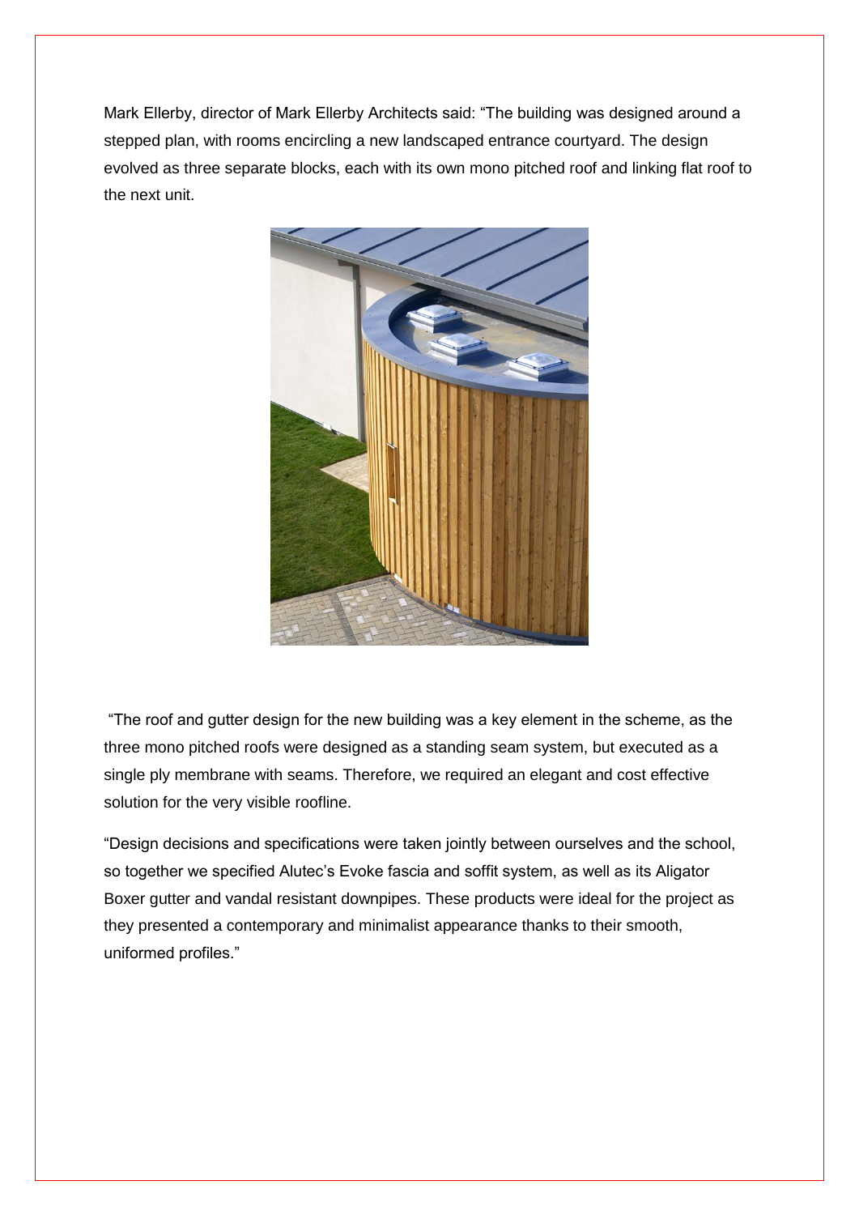Mark Ellerby, director of Mark Ellerby Architects said: "The building was designed around a stepped plan, with rooms encircling a new landscaped entrance courtyard. The design evolved as three separate blocks, each with its own mono pitched roof and linking flat roof to the next unit.

"The roof and gutter design for the new building was a key element in the scheme, as the three mono pitched roofs were designed as a standing seam system, but executed as a single ply membrane with seams. Therefore, we required an elegant and cost effective solution for the very visible roofline.

"Design decisions and specifications were taken jointly between ourselves and the school, so together we specified Alutec's Evoke fascia and soffit system, as well as its Aligator Boxer gutter and vandal resistant downpipes. These products were ideal for the project as they presented a contemporary and minimalist appearance thanks to their smooth, uniformed profiles."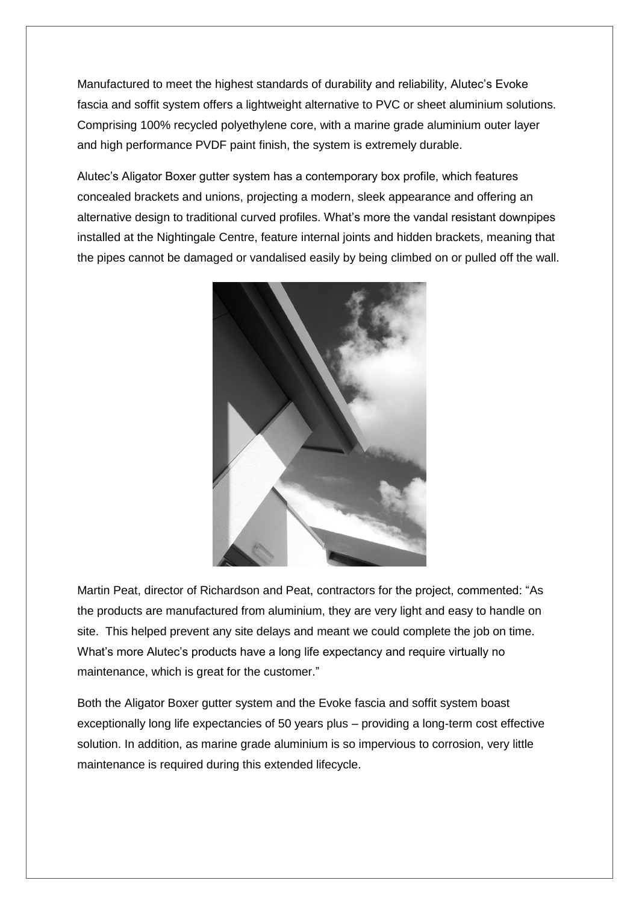Manufactured to meet the highest standards of durability and reliability, Alutec's Evoke fascia and soffit system offers a lightweight alternative to PVC or sheet aluminium solutions. Comprising 100% recycled polyethylene core, with a marine grade aluminium outer layer and high performance PVDF paint finish, the system is extremely durable.

Alutec's Aligator Boxer gutter system has a contemporary box profile, which features concealed brackets and unions, projecting a modern, sleek appearance and offering an alternative design to traditional curved profiles. What's more the vandal resistant downpipes installed at the Nightingale Centre, feature internal joints and hidden brackets, meaning that the pipes cannot be damaged or vandalised easily by being climbed on or pulled off the wall.

Martin Peat, director of Richardson and Peat, contractors for the project, commented: "As the products are manufactured from aluminium, they are very light and easy to handle on site. This helped prevent any site delays and meant we could complete the job on time. What's more Alutec's products have a long life expectancy and require virtually no maintenance, which is great for the customer."

Both the Aligator Boxer gutter system and the Evoke fascia and soffit system boast exceptionally long life expectancies of 50 years plus – providing a long-term cost effective solution. In addition, as marine grade aluminium is so impervious to corrosion, very little maintenance is required during this extended lifecycle.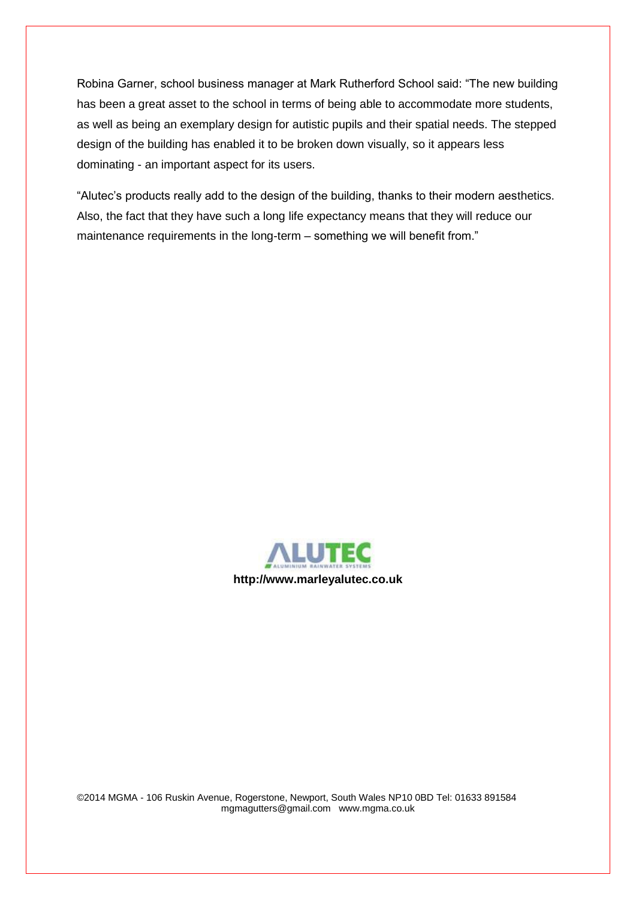Robina Garner, school business manager at Mark Rutherford School said: "The new building has been a great asset to the school in terms of being able to accommodate more students, as well as being an exemplary design for autistic pupils and their spatial needs. The stepped design of the building has enabled it to be broken down visually, so it appears less dominating - an important aspect for its users.

"Alutec's products really add to the design of the building, thanks to their modern aesthetics. Also, the fact that they have such a long life expectancy means that they will reduce our maintenance requirements in the long-term – something we will benefit from."

ALUTEC
ALUMINIUM RAINWATER SYSTEMS

**http://www.marleyalutec.co.uk**

©2014 MGMA - 106 Ruskin Avenue, Rogerstone, Newport, South Wales NP10 0BD Tel: 01633 891584
mgmagutters@gmail.com www.mgma.co.uk